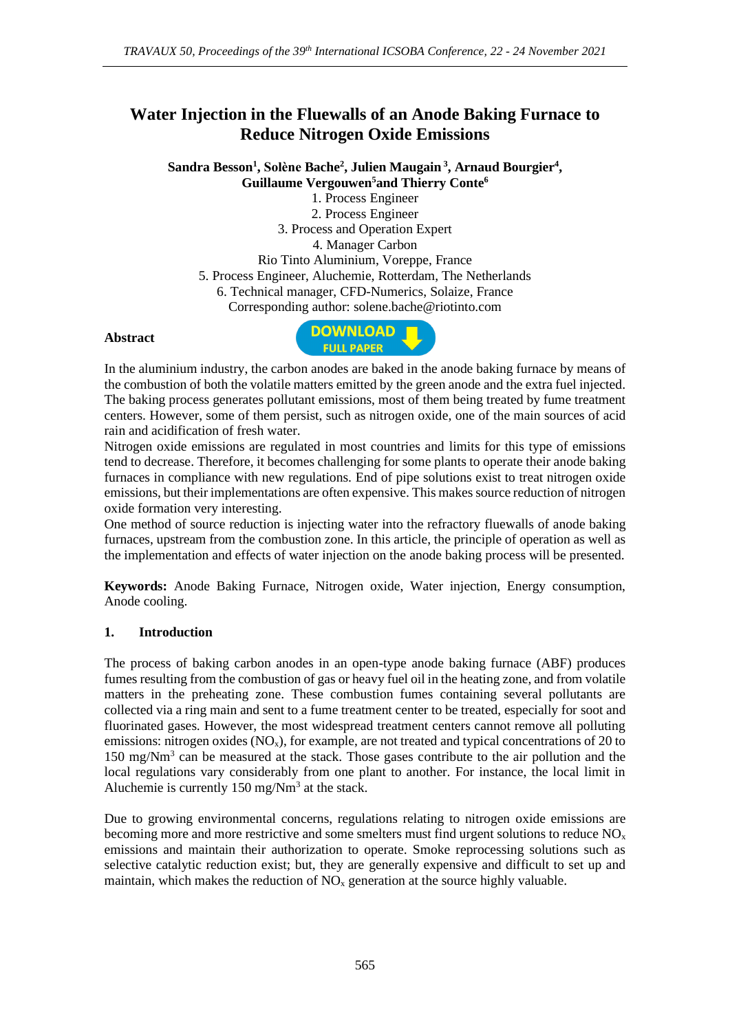# Water Injection in the Fluewalls of an Anode Baking Furnace to Reduce Nitrogen Oxide Emissions

**Sandra Besson[1], Solène Bache[2], Julien Maugain[3], Arnaud Bourgier[4], Guillaume Vergouwen[5] and Thierry Conte[6]**

1. Process Engineer
2. Process Engineer
3. Process and Operation Expert
4. Manager Carbon

Rio Tinto Aluminium, Voreppe, France

5. Process Engineer, Aluchemie, Rotterdam, The Netherlands
6. Technical manager, CFD-Numerics, Solaize, France

Corresponding author: solene.bache@riotinto.com

## Abstract

In the aluminium industry, the carbon anodes are baked in the anode baking furnace by means of the combustion of both the volatile matters emitted by the green anode and the extra fuel injected. The baking process generates pollutant emissions, most of them being treated by fume treatment centers. However, some of them persist, such as nitrogen oxide, one of the main sources of acid rain and acidification of fresh water.

Nitrogen oxide emissions are regulated in most countries and limits for this type of emissions tend to decrease. Therefore, it becomes challenging for some plants to operate their anode baking furnaces in compliance with new regulations. End of pipe solutions exist to treat nitrogen oxide emissions, but their implementations are often expensive. This makes source reduction of nitrogen oxide formation very interesting.

One method of source reduction is injecting water into the refractory fluewalls of anode baking furnaces, upstream from the combustion zone. In this article, the principle of operation as well as the implementation and effects of water injection on the anode baking process will be presented.

**Keywords:** Anode Baking Furnace, Nitrogen oxide, Water injection, Energy consumption, Anode cooling.

## 1. Introduction

The process of baking carbon anodes in an open-type anode baking furnace (ABF) produces fumes resulting from the combustion of gas or heavy fuel oil in the heating zone, and from volatile matters in the preheating zone. These combustion fumes containing several pollutants are collected via a ring main and sent to a fume treatment center to be treated, especially for soot and fluorinated gases. However, the most widespread treatment centers cannot remove all polluting emissions: nitrogen oxides ($NO_x$), for example, are not treated and typical concentrations of 20 to 150 mg/Nm$^3$ can be measured at the stack. Those gases contribute to the air pollution and the local regulations vary considerably from one plant to another. For instance, the local limit in Aluchemie is currently 150 mg/Nm$^3$ at the stack.

Due to growing environmental concerns, regulations relating to nitrogen oxide emissions are becoming more and more restrictive and some smelters must find urgent solutions to reduce $NO_x$ emissions and maintain their authorization to operate. Smoke reprocessing solutions such as selective catalytic reduction exist; but, they are generally expensive and difficult to set up and maintain, which makes the reduction of $NO_x$ generation at the source highly valuable.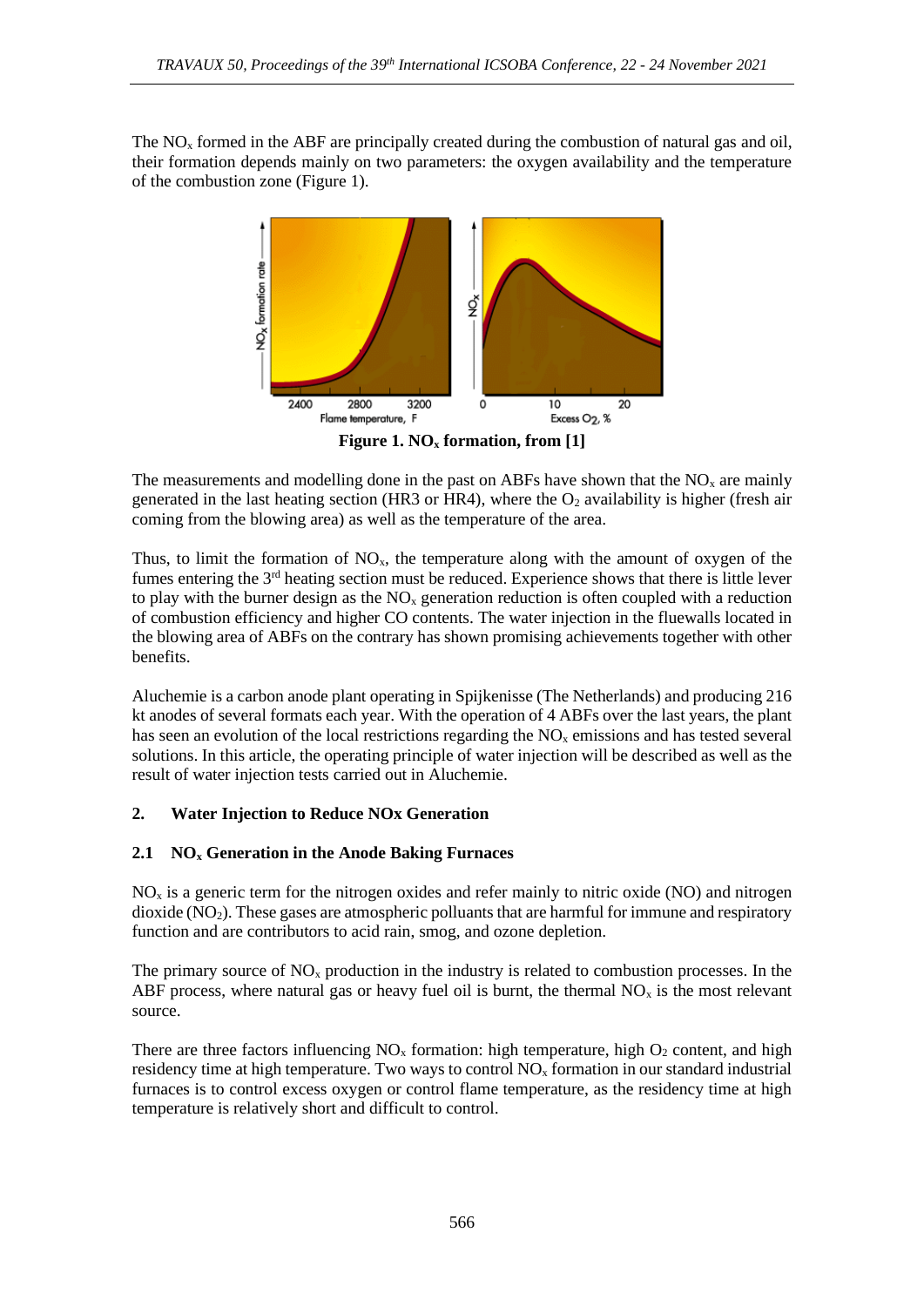The $NO_x$ formed in the ABF are principally created during the combustion of natural gas and oil, their formation depends mainly on two parameters: the oxygen availability and the temperature of the combustion zone (Figure 1).

**Figure 1. $NO_x$ formation, from [1]**

The measurements and modelling done in the past on ABFs have shown that the $NO_x$ are mainly generated in the last heating section (HR3 or HR4), where the $O_2$ availability is higher (fresh air coming from the blowing area) as well as the temperature of the area.

Thus, to limit the formation of $NO_x$, the temperature along with the amount of oxygen of the fumes entering the 3rd heating section must be reduced. Experience shows that there is little lever to play with the burner design as the $NO_x$ generation reduction is often coupled with a reduction of combustion efficiency and higher CO contents. The water injection in the fluewalls located in the blowing area of ABFs on the contrary has shown promising achievements together with other benefits.

Aluchemie is a carbon anode plant operating in Spijkenisse (The Netherlands) and producing 216 kt anodes of several formats each year. With the operation of 4 ABFs over the last years, the plant has seen an evolution of the local restrictions regarding the $NO_x$ emissions and has tested several solutions. In this article, the operating principle of water injection will be described as well as the result of water injection tests carried out in Aluchemie.

## 2. Water Injection to Reduce NOx Generation

### 2.1 $NO_x$ Generation in the Anode Baking Furnaces

$NO_x$ is a generic term for the nitrogen oxides and refer mainly to nitric oxide (NO) and nitrogen dioxide ($NO_2$). These gases are atmospheric pollutants that are harmful for immune and respiratory function and are contributors to acid rain, smog, and ozone depletion.

The primary source of $NO_x$ production in the industry is related to combustion processes. In the ABF process, where natural gas or heavy fuel oil is burnt, the thermal $NO_x$ is the most relevant source.

There are three factors influencing $NO_x$ formation: high temperature, high $O_2$ content, and high residency time at high temperature. Two ways to control $NO_x$ formation in our standard industrial furnaces is to control excess oxygen or control flame temperature, as the residency time at high temperature is relatively short and difficult to control.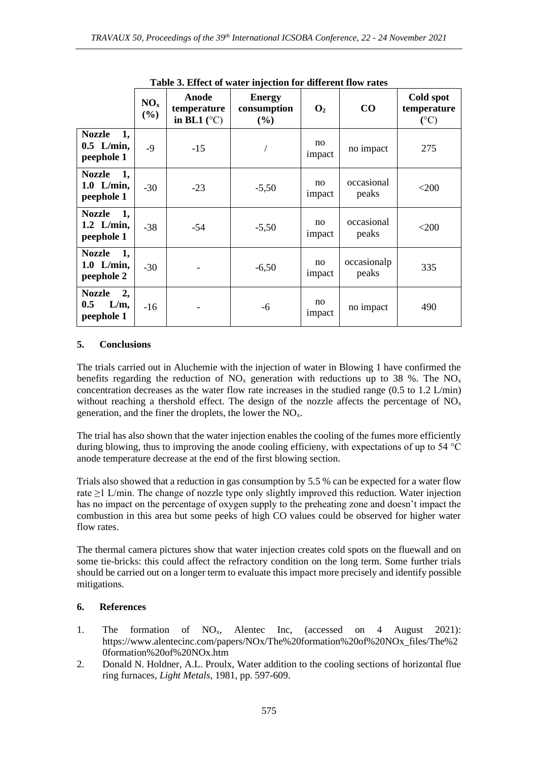**Table 3. Effect of water injection for different flow rates**

| | $NO_x$ (%) | Anode temperature in BL1 (°C) | Energy consumption (%) | $O_2$ | CO | Cold spot temperature (°C) |
|---|---|---|---|---|---|---|
| **Nozzle 1, 0.5 L/min, peephole 1** | -9 | -15 | / | no impact | no impact | 275 |
| **Nozzle 1, 1.0 L/min, peephole 1** | -30 | -23 | -5,50 | no impact | occasional peaks | <200 |
| **Nozzle 1, 1.2 L/min, peephole 1** | -38 | -54 | -5,50 | no impact | occasional peaks | <200 |
| **Nozzle 1, 1.0 L/min, peephole 2** | -30 | - | -6,50 | no impact | occasionalp peaks | 335 |
| **Nozzle 2, 0.5 L/m, peephole 1** | -16 | - | -6 | no impact | no impact | 490 |

## 5. Conclusions

The trials carried out in Aluchemie with the injection of water in Blowing 1 have confirmed the benefits regarding the reduction of $NO_x$ generation with reductions up to 38 %. The $NO_x$ concentration decreases as the water flow rate increases in the studied range (0.5 to 1.2 L/min) without reaching a thershold effect. The design of the nozzle affects the percentage of $NO_x$ generation, and the finer the droplets, the lower the $NO_x$.

The trial has also shown that the water injection enables the cooling of the fumes more efficiently during blowing, thus to improving the anode cooling efficieny, with expectations of up to 54 °C anode temperature decrease at the end of the first blowing section.

Trials also showed that a reduction in gas consumption by 5.5 % can be expected for a water flow rate ≥1 L/min. The change of nozzle type only slightly improved this reduction. Water injection has no impact on the percentage of oxygen supply to the preheating zone and doesn't impact the combustion in this area but some peeks of high CO values could be observed for higher water flow rates.

The thermal camera pictures show that water injection creates cold spots on the fluewall and on some tie-bricks: this could affect the refractory condition on the long term. Some further trials should be carried out on a longer term to evaluate this impact more precisely and identify possible mitigations.

## 6. References

1. The formation of $NO_x$, Alentec Inc, (accessed on 4 August 2021): https://www.alentecinc.com/papers/NOx/The%20formation%20of%20NOx_files/The%20formation%20of%20NOx.htm
2. Donald N. Holdner, A.L. Proulx, Water addition to the cooling sections of horizontal flue ring furnaces, *Light Metals*, 1981, pp. 597-609.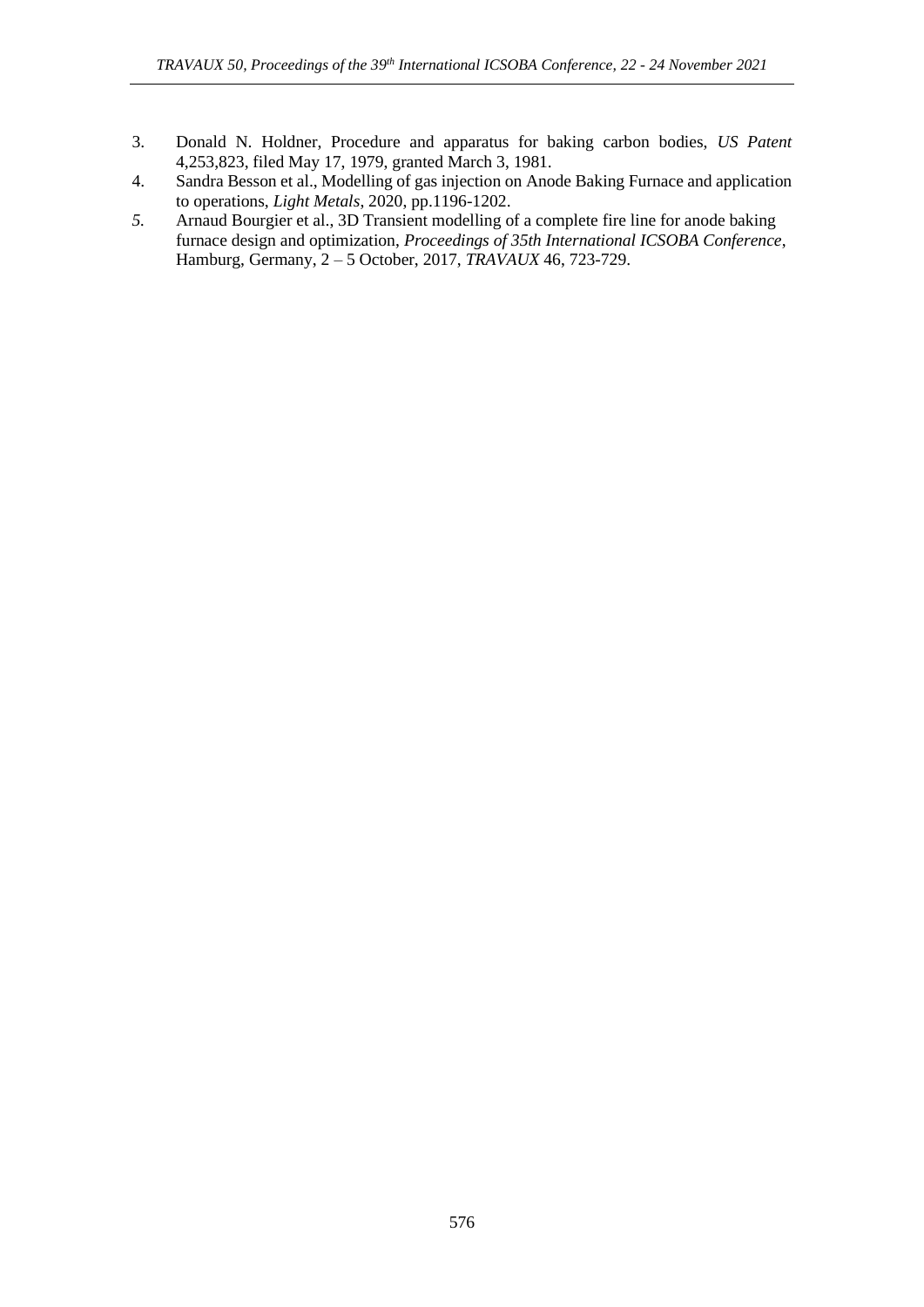3. Donald N. Holdner, Procedure and apparatus for baking carbon bodies, *US Patent* 4,253,823, filed May 17, 1979, granted March 3, 1981.
4. Sandra Besson et al., Modelling of gas injection on Anode Baking Furnace and application to operations, *Light Metals*, 2020, pp.1196-1202.
5. Arnaud Bourgier et al., 3D Transient modelling of a complete fire line for anode baking furnace design and optimization, *Proceedings of 35th International ICSOBA Conference*, Hamburg, Germany, 2 – 5 October, 2017, *TRAVAUX* 46, 723-729.